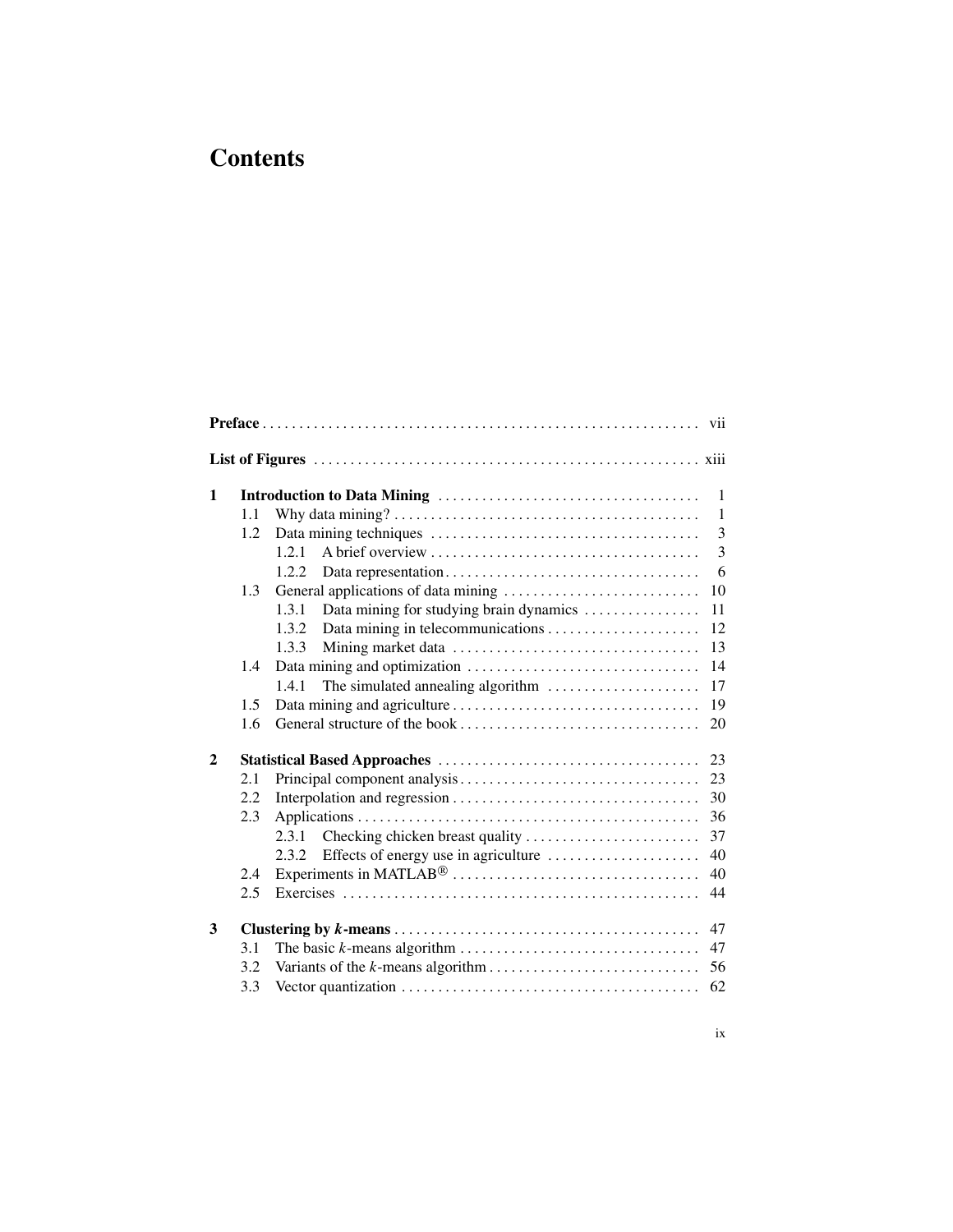# Contents

| | | | |
|---|---|---|---|
| **Preface** | | | vii |
| **List of Figures** | | | xiii |
| **1** | **Introduction to Data Mining** | | 1 |
| | 1.1 | Why data mining? | 1 |
| | 1.2 | Data mining techniques | 3 |
| | | 1.2.1 A brief overview | 3 |
| | | 1.2.2 Data representation | 6 |
| | 1.3 | General applications of data mining | 10 |
| | | 1.3.1 Data mining for studying brain dynamics | 11 |
| | | 1.3.2 Data mining in telecommunications | 12 |
| | | 1.3.3 Mining market data | 13 |
| | 1.4 | Data mining and optimization | 14 |
| | | 1.4.1 The simulated annealing algorithm | 17 |
| | 1.5 | Data mining and agriculture | 19 |
| | 1.6 | General structure of the book | 20 |
| **2** | **Statistical Based Approaches** | | 23 |
| | 2.1 | Principal component analysis | 23 |
| | 2.2 | Interpolation and regression | 30 |
| | 2.3 | Applications | 36 |
| | | 2.3.1 Checking chicken breast quality | 37 |
| | | 2.3.2 Effects of energy use in agriculture | 40 |
| | 2.4 | Experiments in MATLAB® | 40 |
| | 2.5 | Exercises | 44 |
| **3** | **Clustering by *k*-means** | | 47 |
| | 3.1 | The basic *k*-means algorithm | 47 |
| | 3.2 | Variants of the *k*-means algorithm | 56 |
| | 3.3 | Vector quantization | 62 |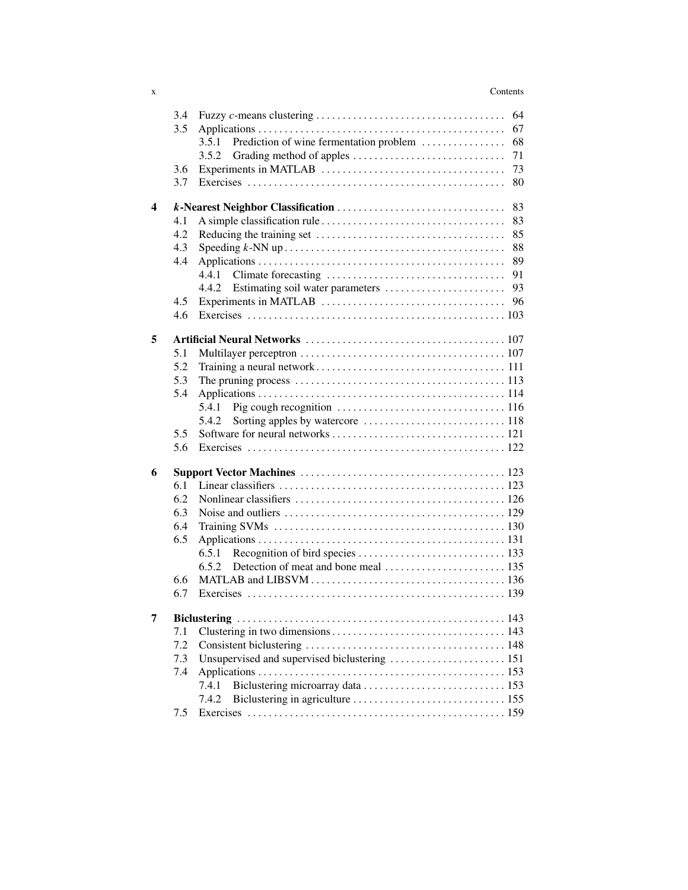| | | | |
|---|---|---|---|
| | 3.4 | Fuzzy *c*-means clustering | 64 |
| | 3.5 | Applications | 67 |
| | | 3.5.1 Prediction of wine fermentation problem | 68 |
| | | 3.5.2 Grading method of apples | 71 |
| | 3.6 | Experiments in MATLAB | 73 |
| | 3.7 | Exercises | 80 |
| **4** | | ***k*-Nearest Neighbor Classification** | 83 |
| | 4.1 | A simple classification rule | 83 |
| | 4.2 | Reducing the training set | 85 |
| | 4.3 | Speeding *k*-NN up | 88 |
| | 4.4 | Applications | 89 |
| | | 4.4.1 Climate forecasting | 91 |
| | | 4.4.2 Estimating soil water parameters | 93 |
| | 4.5 | Experiments in MATLAB | 96 |
| | 4.6 | Exercises | 103 |
| **5** | | **Artificial Neural Networks** | 107 |
| | 5.1 | Multilayer perceptron | 107 |
| | 5.2 | Training a neural network | 111 |
| | 5.3 | The pruning process | 113 |
| | 5.4 | Applications | 114 |
| | | 5.4.1 Pig cough recognition | 116 |
| | | 5.4.2 Sorting apples by watercore | 118 |
| | 5.5 | Software for neural networks | 121 |
| | 5.6 | Exercises | 122 |
| **6** | | **Support Vector Machines** | 123 |
| | 6.1 | Linear classifiers | 123 |
| | 6.2 | Nonlinear classifiers | 126 |
| | 6.3 | Noise and outliers | 129 |
| | 6.4 | Training SVMs | 130 |
| | 6.5 | Applications | 131 |
| | | 6.5.1 Recognition of bird species | 133 |
| | | 6.5.2 Detection of meat and bone meal | 135 |
| | 6.6 | MATLAB and LIBSVM | 136 |
| | 6.7 | Exercises | 139 |
| **7** | | **Biclustering** | 143 |
| | 7.1 | Clustering in two dimensions | 143 |
| | 7.2 | Consistent biclustering | 148 |
| | 7.3 | Unsupervised and supervised biclustering | 151 |
| | 7.4 | Applications | 153 |
| | | 7.4.1 Biclustering microarray data | 153 |
| | | 7.4.2 Biclustering in agriculture | 155 |
| | 7.5 | Exercises | 159 |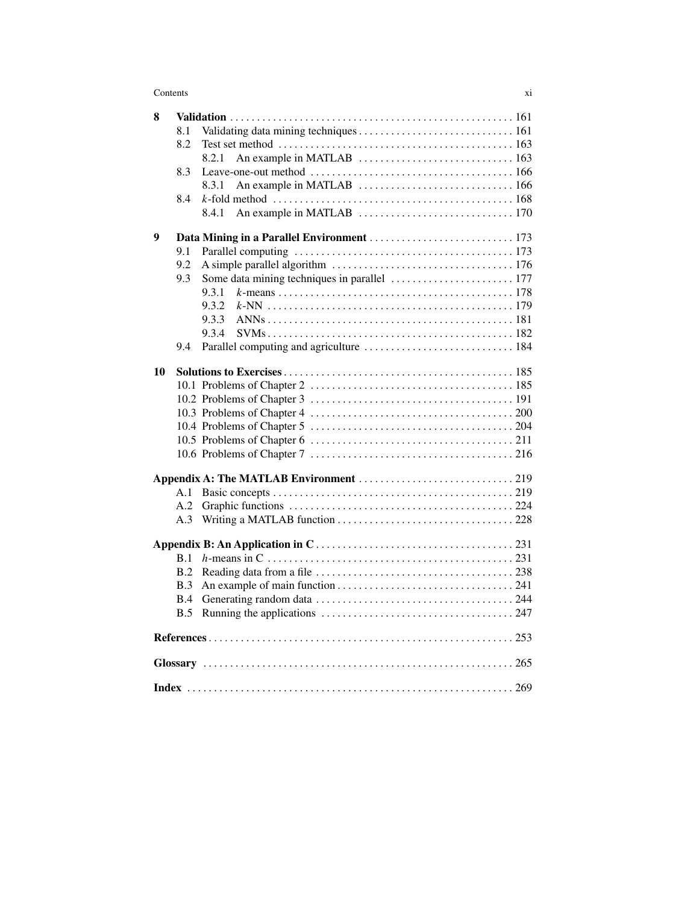**8 Validation** ..... 161

- 8.1 Validating data mining techniques ..... 161
- 8.2 Test set method ..... 163
  - 8.2.1 An example in MATLAB ..... 163
- 8.3 Leave-one-out method ..... 166
  - 8.3.1 An example in MATLAB ..... 166
- 8.4 *k*-fold method ..... 168
  - 8.4.1 An example in MATLAB ..... 170

**9 Data Mining in a Parallel Environment** ..... 173

- 9.1 Parallel computing ..... 173
- 9.2 A simple parallel algorithm ..... 176
- 9.3 Some data mining techniques in parallel ..... 177
  - 9.3.1 *k*-means ..... 178
  - 9.3.2 *k*-NN ..... 179
  - 9.3.3 ANNs ..... 181
  - 9.3.4 SVMs ..... 182
- 9.4 Parallel computing and agriculture ..... 184

**10 Solutions to Exercises** ..... 185

- 10.1 Problems of Chapter 2 ..... 185
- 10.2 Problems of Chapter 3 ..... 191
- 10.3 Problems of Chapter 4 ..... 200
- 10.4 Problems of Chapter 5 ..... 204
- 10.5 Problems of Chapter 6 ..... 211
- 10.6 Problems of Chapter 7 ..... 216

**Appendix A: The MATLAB Environment** ..... 219

- A.1 Basic concepts ..... 219
- A.2 Graphic functions ..... 224
- A.3 Writing a MATLAB function ..... 228

**Appendix B: An Application in C** ..... 231

- B.1 *h*-means in C ..... 231
- B.2 Reading data from a file ..... 238
- B.3 An example of main function ..... 241
- B.4 Generating random data ..... 244
- B.5 Running the applications ..... 247

**References** ..... 253

**Glossary** ..... 265

**Index** ..... 269